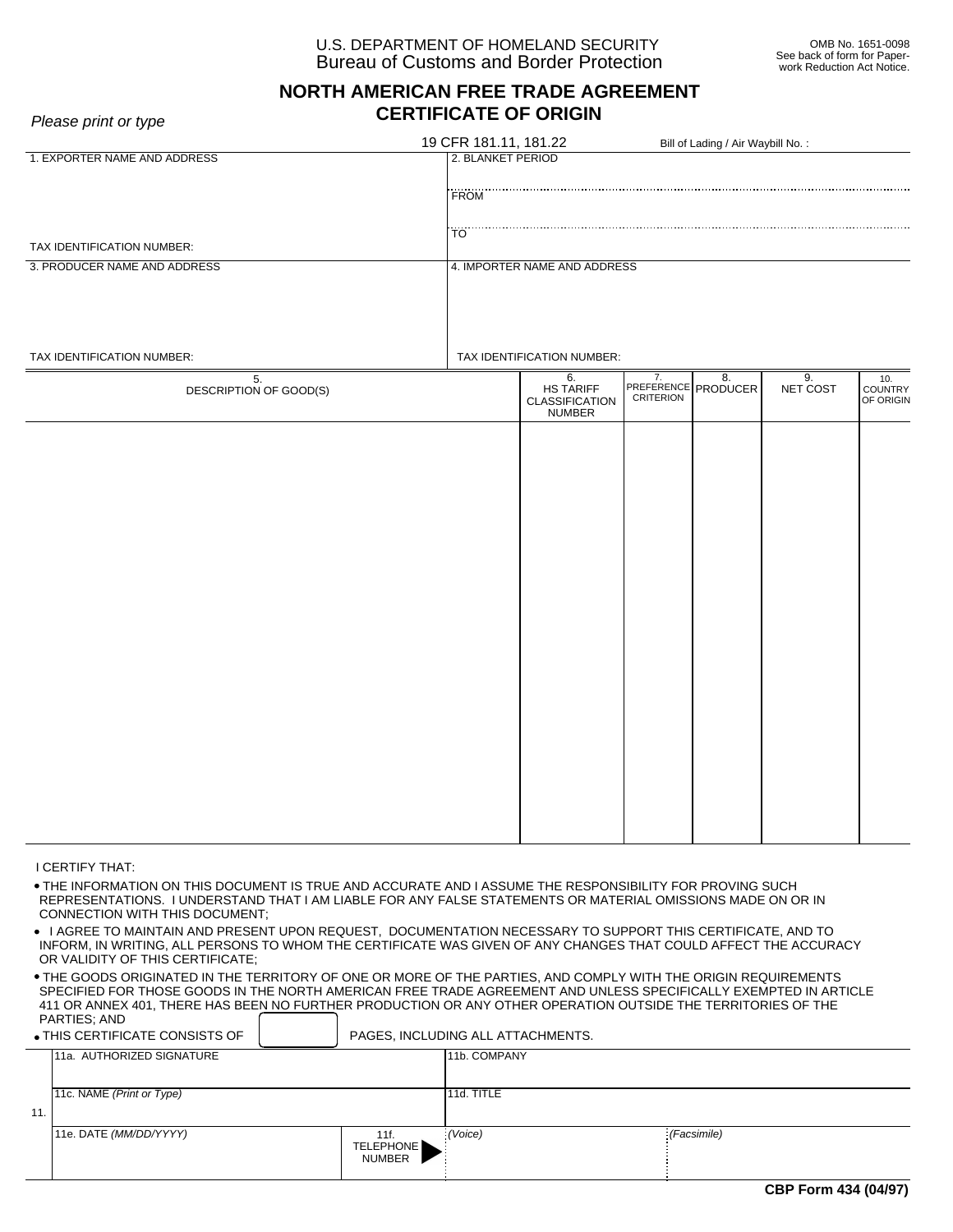U.S. DEPARTMENT OF HOMELAND SECURITY
Bureau of Customs and Border Protection

OMB No. 1651-0098
See back of form for Paperwork Reduction Act Notice.

# NORTH AMERICAN FREE TRADE AGREEMENT CERTIFICATE OF ORIGIN

*Please print or type*

19 CFR 181.11, 181.22

Bill of Lading / Air Waybill No. :

| 1. EXPORTER NAME AND ADDRESS | 2. BLANKET PERIOD |
|---|---|
| | FROM |
| TAX IDENTIFICATION NUMBER: | TO |
| 3. PRODUCER NAME AND ADDRESS | 4. IMPORTER NAME AND ADDRESS |
| TAX IDENTIFICATION NUMBER: | TAX IDENTIFICATION NUMBER: |

| 5. DESCRIPTION OF GOOD(S) | 6. HS TARIFF CLASSIFICATION NUMBER | 7. PREFERENCE CRITERION | 8. PRODUCER | 9. NET COST | 10. COUNTRY OF ORIGIN |
|---|---|---|---|---|---|
| | | | | | |

I CERTIFY THAT:

- THE INFORMATION ON THIS DOCUMENT IS TRUE AND ACCURATE AND I ASSUME THE RESPONSIBILITY FOR PROVING SUCH REPRESENTATIONS. I UNDERSTAND THAT I AM LIABLE FOR ANY FALSE STATEMENTS OR MATERIAL OMISSIONS MADE ON OR IN CONNECTION WITH THIS DOCUMENT;
- I AGREE TO MAINTAIN AND PRESENT UPON REQUEST, DOCUMENTATION NECESSARY TO SUPPORT THIS CERTIFICATE, AND TO INFORM, IN WRITING, ALL PERSONS TO WHOM THE CERTIFICATE WAS GIVEN OF ANY CHANGES THAT COULD AFFECT THE ACCURACY OR VALIDITY OF THIS CERTIFICATE;
- THE GOODS ORIGINATED IN THE TERRITORY OF ONE OR MORE OF THE PARTIES, AND COMPLY WITH THE ORIGIN REQUIREMENTS SPECIFIED FOR THOSE GOODS IN THE NORTH AMERICAN FREE TRADE AGREEMENT AND UNLESS SPECIFICALLY EXEMPTED IN ARTICLE 411 OR ANNEX 401, THERE HAS BEEN NO FURTHER PRODUCTION OR ANY OTHER OPERATION OUTSIDE THE TERRITORIES OF THE PARTIES; AND
- THIS CERTIFICATE CONSISTS OF ______ PAGES, INCLUDING ALL ATTACHMENTS.

| 11. | | | | |
|---|---|---|---|---|
| | 11a. AUTHORIZED SIGNATURE | | 11b. COMPANY | |
| | 11c. NAME *(Print or Type)* | | 11d. TITLE | |
| | 11e. DATE *(MM/DD/YYYY)* | 11f. TELEPHONE NUMBER | *(Voice)* | *(Facsimile)* |

**CBP Form 434 (04/97)**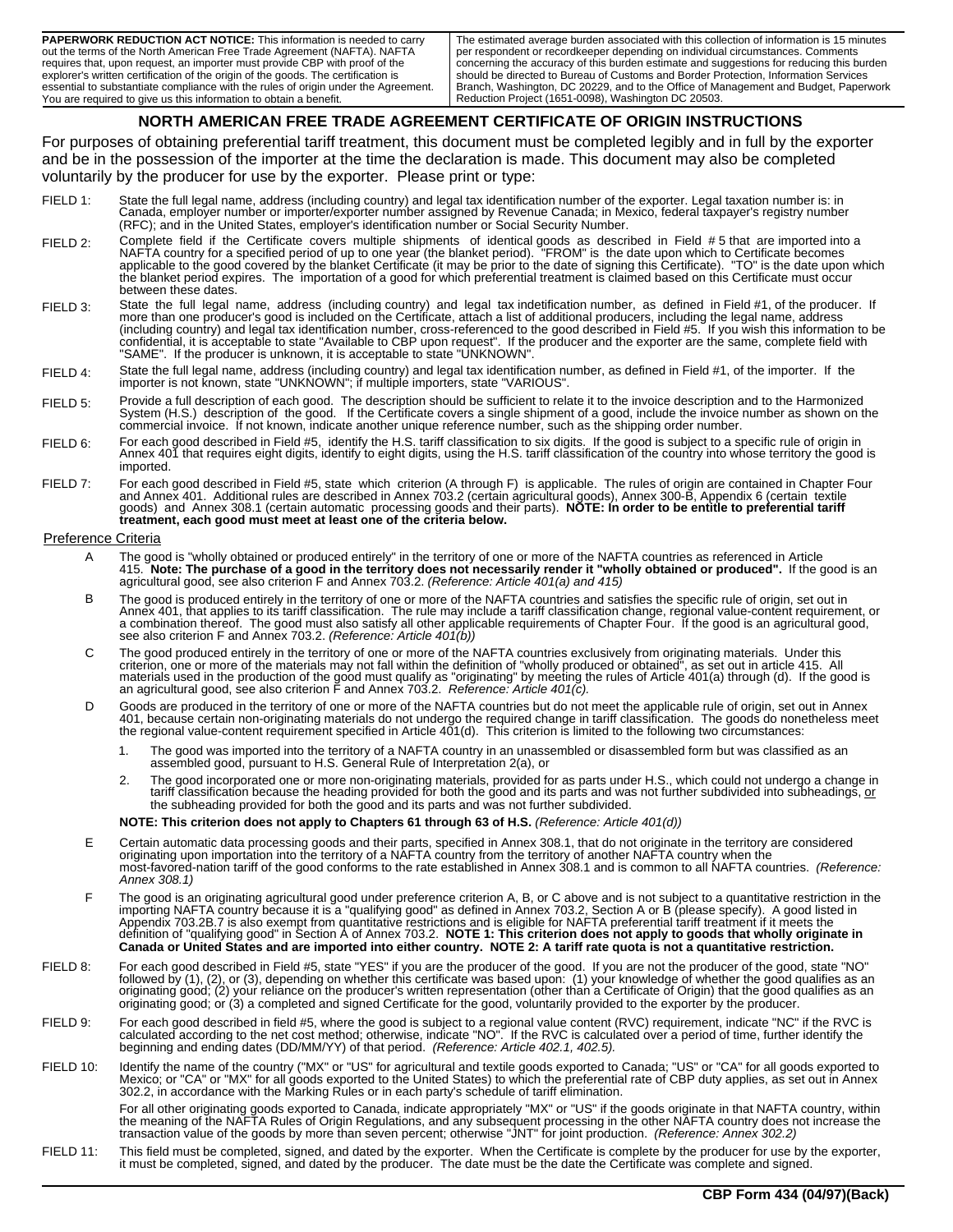**PAPERWORK REDUCTION ACT NOTICE:** This information is needed to carry out the terms of the North American Free Trade Agreement (NAFTA). NAFTA requires that, upon request, an importer must provide CBP with proof of the explorer's written certification of the origin of the goods. The certification is essential to substantiate compliance with the rules of origin under the Agreement. You are required to give us this information to obtain a benefit.

The estimated average burden associated with this collection of information is 15 minutes per respondent or recordkeeper depending on individual circumstances. Comments concerning the accuracy of this burden estimate and suggestions for reducing this burden should be directed to Bureau of Customs and Border Protection, Information Services Branch, Washington, DC 20229, and to the Office of Management and Budget, Paperwork Reduction Project (1651-0098), Washington DC 20503.

## NORTH AMERICAN FREE TRADE AGREEMENT CERTIFICATE OF ORIGIN INSTRUCTIONS

For purposes of obtaining preferential tariff treatment, this document must be completed legibly and in full by the exporter and be in the possession of the importer at the time the declaration is made. This document may also be completed voluntarily by the producer for use by the exporter. Please print or type:

FIELD 1: State the full legal name, address (including country) and legal tax identification number of the exporter. Legal taxation number is: in Canada, employer number or importer/exporter number assigned by Revenue Canada; in Mexico, federal taxpayer's registry number (RFC); and in the United States, employer's identification number or Social Security Number.

FIELD 2: Complete field if the Certificate covers multiple shipments of identical goods as described in Field # 5 that are imported into a NAFTA country for a specified period of up to one year (the blanket period). "FROM" is the date upon which to Certificate becomes applicable to the good covered by the blanket Certificate (it may be prior to the date of signing this Certificate). "TO" is the date upon which the blanket period expires. The importation of a good for which preferential treatment is claimed based on this Certificate must occur between these dates.

FIELD 3: State the full legal name, address (including country) and legal tax indetification number, as defined in Field #1, of the producer. If more than one producer's good is included on the Certificate, attach a list of additional producers, including the legal name, address (including country) and legal tax identification number, cross-referenced to the good described in Field #5. If you wish this information to be confidential, it is acceptable to state "Available to CBP upon request". If the producer and the exporter are the same, complete field with "SAME". If the producer is unknown, it is acceptable to state "UNKNOWN".

FIELD 4: State the full legal name, address (including country) and legal tax identification number, as defined in Field #1, of the importer. If the importer is not known, state "UNKNOWN"; if multiple importers, state "VARIOUS".

FIELD 5: Provide a full description of each good. The description should be sufficient to relate it to the invoice description and to the Harmonized System (H.S.) description of the good. If the Certificate covers a single shipment of a good, include the invoice number as shown on the commercial invoice. If not known, indicate another unique reference number, such as the shipping order number.

FIELD 6: For each good described in Field #5, identify the H.S. tariff classification to six digits. If the good is subject to a specific rule of origin in Annex 401 that requires eight digits, identify to eight digits, using the H.S. tariff classification of the country into whose territory the good is imported.

FIELD 7: For each good described in Field #5, state which criterion (A through F) is applicable. The rules of origin are contained in Chapter Four and Annex 401. Additional rules are described in Annex 703.2 (certain agricultural goods), Annex 300-B, Appendix 6 (certain textile goods) and Annex 308.1 (certain automatic processing goods and their parts). **NOTE: In order to be entitle to preferential tariff treatment, each good must meet at least one of the criteria below.**

Preference Criteria

A The good is "wholly obtained or produced entirely" in the territory of one or more of the NAFTA countries as referenced in Article 415. **Note: The purchase of a good in the territory does not necessarily render it "wholly obtained or produced".** If the good is an agricultural good, see also criterion F and Annex 703.2. *(Reference: Article 401(a) and 415)*

B The good is produced entirely in the territory of one or more of the NAFTA countries and satisfies the specific rule of origin, set out in Annex 401, that applies to its tariff classification. The rule may include a tariff classification change, regional value-content requirement, or a combination thereof. The good must also satisfy all other applicable requirements of Chapter Four. If the good is an agricultural good, see also criterion F and Annex 703.2. *(Reference: Article 401(b))*

C The good produced entirely in the territory of one or more of the NAFTA countries exclusively from originating materials. Under this criterion, one or more of the materials may not fall within the definition of "wholly produced or obtained", as set out in article 415. All materials used in the production of the good must qualify as "originating" by meeting the rules of Article 401(a) through (d). If the good is an agricultural good, see also criterion F and Annex 703.2. *Reference: Article 401(c).*

D Goods are produced in the territory of one or more of the NAFTA countries but do not meet the applicable rule of origin, set out in Annex 401, because certain non-originating materials do not undergo the required change in tariff classification. The goods do nonetheless meet the regional value-content requirement specified in Article 401(d). This criterion is limited to the following two circumstances:

1. The good was imported into the territory of a NAFTA country in an unassembled or disassembled form but was classified as an assembled good, pursuant to H.S. General Rule of Interpretation 2(a), or
2. The good incorporated one or more non-originating materials, provided for as parts under H.S., which could not undergo a change in tariff classification because the heading provided for both the good and its parts and was not further subdivided into subheadings, or the subheading provided for both the good and its parts and was not further subdivided.

**NOTE: This criterion does not apply to Chapters 61 through 63 of H.S.** *(Reference: Article 401(d))*

E Certain automatic data processing goods and their parts, specified in Annex 308.1, that do not originate in the territory are considered originating upon importation into the territory of a NAFTA country from the territory of another NAFTA country when the most-favored-nation tariff of the good conforms to the rate established in Annex 308.1 and is common to all NAFTA countries. *(Reference: Annex 308.1)*

F The good is an originating agricultural good under preference criterion A, B, or C above and is not subject to a quantitative restriction in the importing NAFTA country because it is a "qualifying good" as defined in Annex 703.2, Section A or B (please specify). A good listed in Appendix 703.2B.7 is also exempt from quantitative restrictions and is eligible for NAFTA preferential tariff treatment if it meets the definition of "qualifying good" in Section A of Annex 703.2. **NOTE 1: This criterion does not apply to goods that wholly originate in Canada or United States and are imported into either country. NOTE 2: A tariff rate quota is not a quantitative restriction.**

FIELD 8: For each good described in Field #5, state "YES" if you are the producer of the good. If you are not the producer of the good, state "NO" followed by (1), (2), or (3), depending on whether this certificate was based upon: (1) your knowledge of whether the good qualifies as an originating good; (2) your reliance on the producer's written representation (other than a Certificate of Origin) that the good qualifies as an originating good; or (3) a completed and signed Certificate for the good, voluntarily provided to the exporter by the producer.

FIELD 9: For each good described in field #5, where the good is subject to a regional value content (RVC) requirement, indicate "NC" if the RVC is calculated according to the net cost method; otherwise, indicate "NO". If the RVC is calculated over a period of time, further identify the beginning and ending dates (DD/MM/YY) of that period. *(Reference: Article 402.1, 402.5).*

FIELD 10: Identify the name of the country ("MX" or "US" for agricultural and textile goods exported to Canada; "US" or "CA" for all goods exported to Mexico; or "CA" or "MX" for all goods exported to the United States) to which the preferential rate of CBP duty applies, as set out in Annex 302.2, in accordance with the Marking Rules or in each party's schedule of tariff elimination.

For all other originating goods exported to Canada, indicate appropriately "MX" or "US" if the goods originate in that NAFTA country, within the meaning of the NAFTA Rules of Origin Regulations, and any subsequent processing in the other NAFTA country does not increase the transaction value of the goods by more than seven percent; otherwise "JNT" for joint production. *(Reference: Annex 302.2)*

FIELD 11: This field must be completed, signed, and dated by the exporter. When the Certificate is complete by the producer for use by the exporter, it must be completed, signed, and dated by the producer. The date must be the date the Certificate was complete and signed.

**CBP Form 434 (04/97)(Back)**